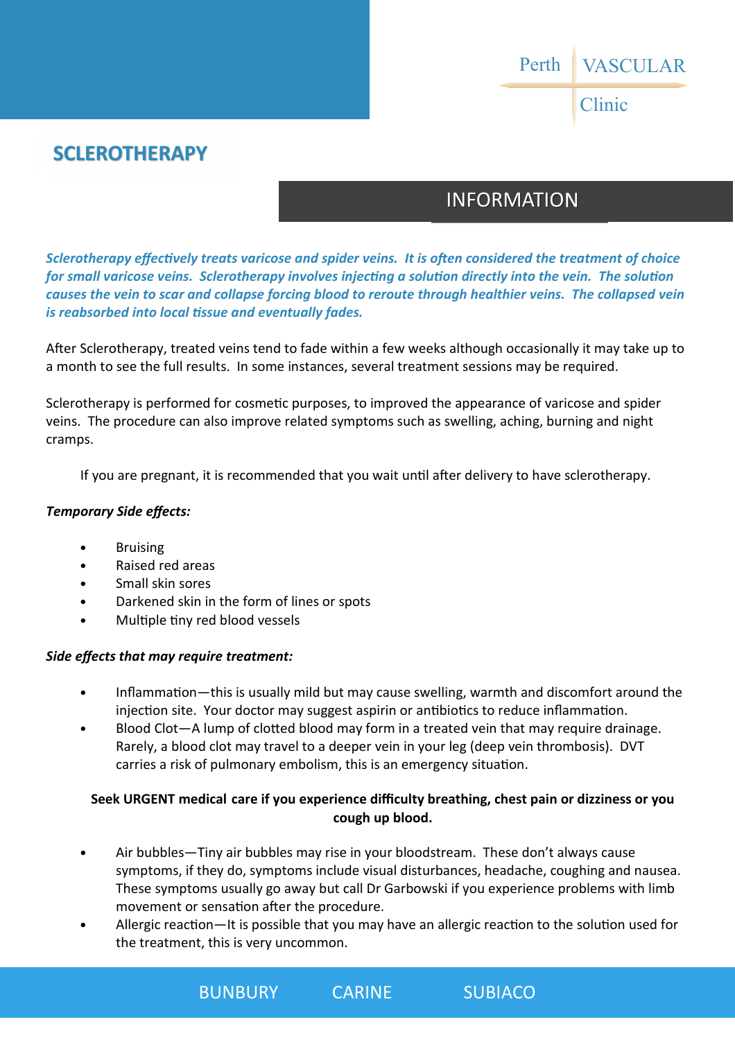Perth VASCULAR Clinic

# SCLEROTHERAPY

## INFORMATION

*Sclerotherapy effectively treats varicose and spider veins. It is often considered the treatment of choice for small varicose veins. Sclerotherapy involves injecting a solution directly into the vein. The solution causes the vein to scar and collapse forcing blood to reroute through healthier veins. The collapsed vein is reabsorbed into local tissue and eventually fades.*

After Sclerotherapy, treated veins tend to fade within a few weeks although occasionally it may take up to a month to see the full results. In some instances, several treatment sessions may be required.

Sclerotherapy is performed for cosmetic purposes, to improved the appearance of varicose and spider veins. The procedure can also improve related symptoms such as swelling, aching, burning and night cramps.

If you are pregnant, it is recommended that you wait until after delivery to have sclerotherapy.

***Temporary Side effects:***

- Bruising
- Raised red areas
- Small skin sores
- Darkened skin in the form of lines or spots
- Multiple tiny red blood vessels

***Side effects that may require treatment:***

- Inflammation—this is usually mild but may cause swelling, warmth and discomfort around the injection site. Your doctor may suggest aspirin or antibiotics to reduce inflammation.
- Blood Clot—A lump of clotted blood may form in a treated vein that may require drainage. Rarely, a blood clot may travel to a deeper vein in your leg (deep vein thrombosis). DVT carries a risk of pulmonary embolism, this is an emergency situation.

**Seek URGENT medical care if you experience difficulty breathing, chest pain or dizziness or you cough up blood.**

- Air bubbles—Tiny air bubbles may rise in your bloodstream. These don't always cause symptoms, if they do, symptoms include visual disturbances, headache, coughing and nausea. These symptoms usually go away but call Dr Garbowski if you experience problems with limb movement or sensation after the procedure.
- Allergic reaction—It is possible that you may have an allergic reaction to the solution used for the treatment, this is very uncommon.

BUNBURY CARINE SUBIACO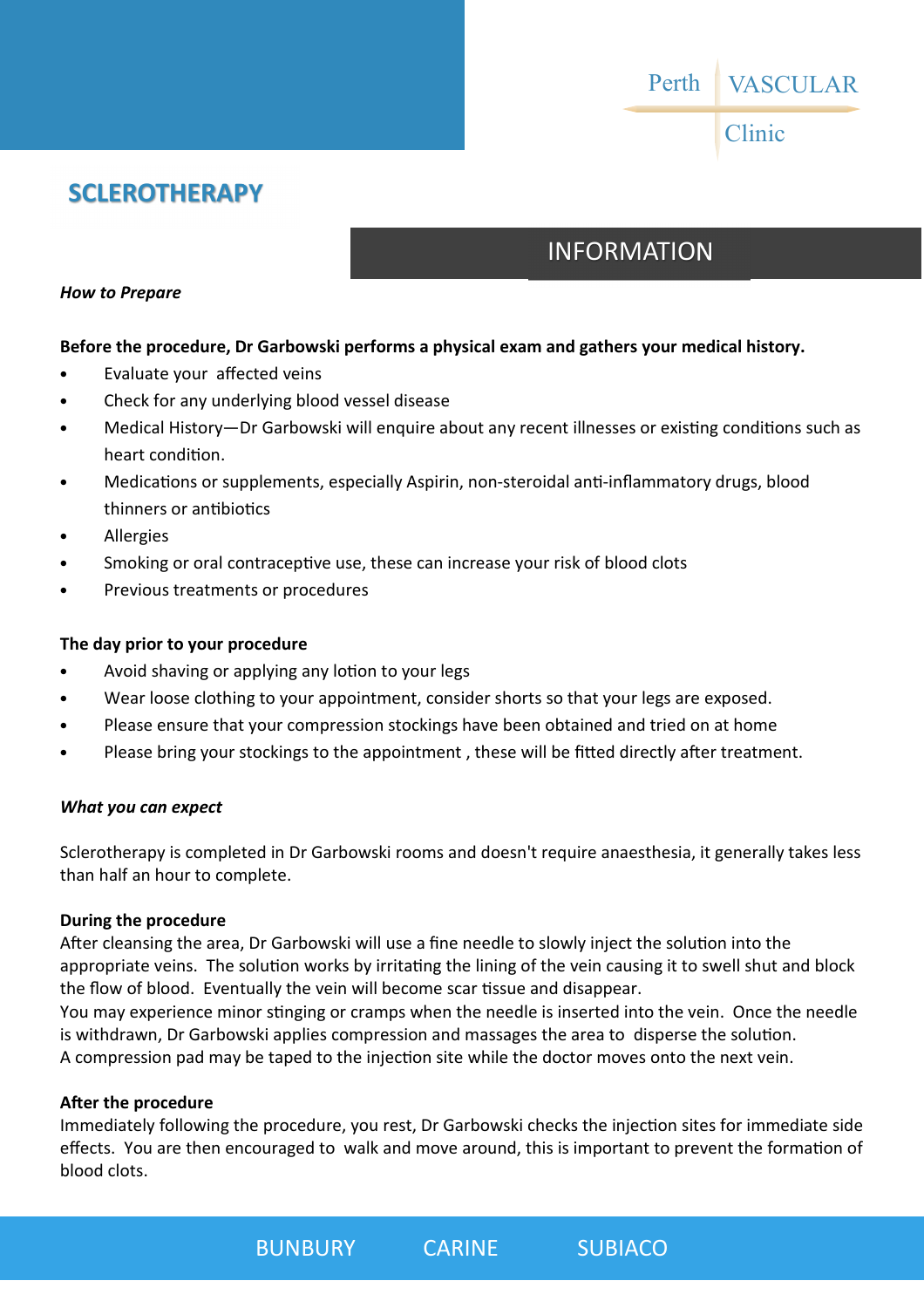# SCLEROTHERAPY

## INFORMATION

***How to Prepare***

**Before the procedure, Dr Garbowski performs a physical exam and gathers your medical history.**

- Evaluate your affected veins
- Check for any underlying blood vessel disease
- Medical History—Dr Garbowski will enquire about any recent illnesses or existing conditions such as heart condition.
- Medications or supplements, especially Aspirin, non-steroidal anti-inflammatory drugs, blood thinners or antibiotics
- Allergies
- Smoking or oral contraceptive use, these can increase your risk of blood clots
- Previous treatments or procedures

**The day prior to your procedure**

- Avoid shaving or applying any lotion to your legs
- Wear loose clothing to your appointment, consider shorts so that your legs are exposed.
- Please ensure that your compression stockings have been obtained and tried on at home
- Please bring your stockings to the appointment , these will be fitted directly after treatment.

***What you can expect***

Sclerotherapy is completed in Dr Garbowski rooms and doesn't require anaesthesia, it generally takes less than half an hour to complete.

**During the procedure**

After cleansing the area, Dr Garbowski will use a fine needle to slowly inject the solution into the appropriate veins. The solution works by irritating the lining of the vein causing it to swell shut and block the flow of blood. Eventually the vein will become scar tissue and disappear.

You may experience minor stinging or cramps when the needle is inserted into the vein. Once the needle is withdrawn, Dr Garbowski applies compression and massages the area to disperse the solution.

A compression pad may be taped to the injection site while the doctor moves onto the next vein.

**After the procedure**

Immediately following the procedure, you rest, Dr Garbowski checks the injection sites for immediate side effects. You are then encouraged to walk and move around, this is important to prevent the formation of blood clots.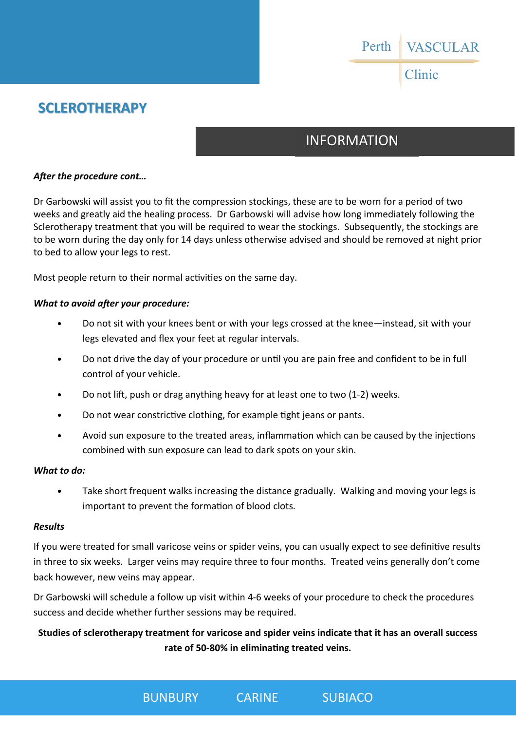# SCLEROTHERAPY

## INFORMATION

***After the procedure cont…***

Dr Garbowski will assist you to fit the compression stockings, these are to be worn for a period of two weeks and greatly aid the healing process. Dr Garbowski will advise how long immediately following the Sclerotherapy treatment that you will be required to wear the stockings. Subsequently, the stockings are to be worn during the day only for 14 days unless otherwise advised and should be removed at night prior to bed to allow your legs to rest.

Most people return to their normal activities on the same day.

***What to avoid after your procedure:***

- Do not sit with your knees bent or with your legs crossed at the knee—instead, sit with your legs elevated and flex your feet at regular intervals.
- Do not drive the day of your procedure or until you are pain free and confident to be in full control of your vehicle.
- Do not lift, push or drag anything heavy for at least one to two (1-2) weeks.
- Do not wear constrictive clothing, for example tight jeans or pants.
- Avoid sun exposure to the treated areas, inflammation which can be caused by the injections combined with sun exposure can lead to dark spots on your skin.

***What to do:***

- Take short frequent walks increasing the distance gradually. Walking and moving your legs is important to prevent the formation of blood clots.

***Results***

If you were treated for small varicose veins or spider veins, you can usually expect to see definitive results in three to six weeks. Larger veins may require three to four months. Treated veins generally don't come back however, new veins may appear.

Dr Garbowski will schedule a follow up visit within 4-6 weeks of your procedure to check the procedures success and decide whether further sessions may be required.

**Studies of sclerotherapy treatment for varicose and spider veins indicate that it has an overall success rate of 50-80% in eliminating treated veins.**